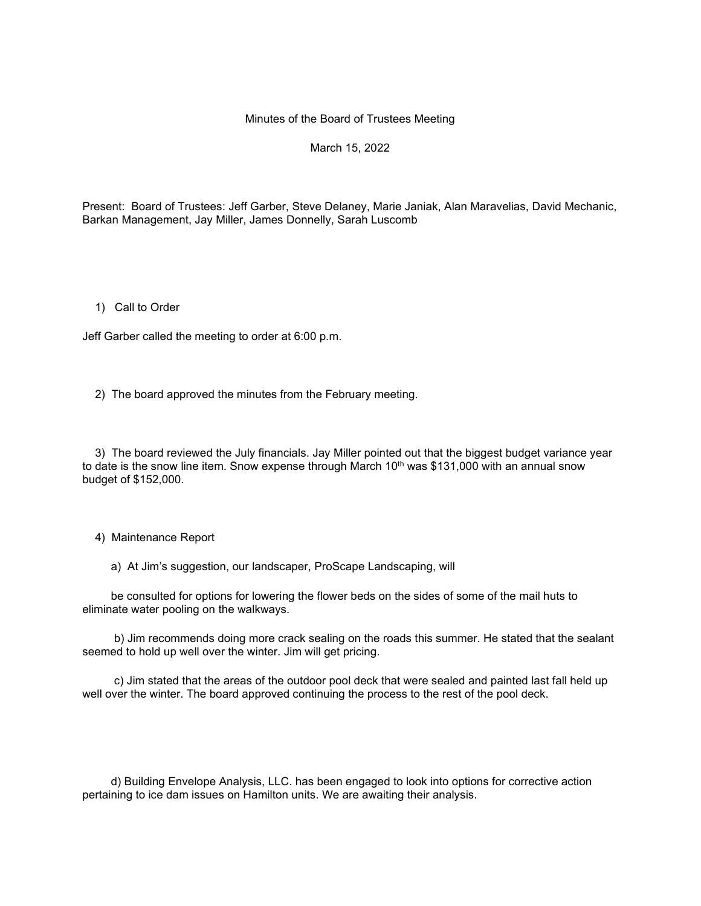Minutes of the Board of Trustees Meeting

March 15, 2022

Present: Board of Trustees: Jeff Garber, Steve Delaney, Marie Janiak, Alan Maravelias, David Mechanic, Barkan Management, Jay Miller, James Donnelly, Sarah Luscomb

1) Call to Order

Jeff Garber called the meeting to order at 6:00 p.m.

2) The board approved the minutes from the February meeting.

3) The board reviewed the July financials. Jay Miller pointed out that the biggest budget variance year to date is the snow line item. Snow expense through March 10th was $131,000 with an annual snow budget of $152,000.

4) Maintenance Report

a) At Jim's suggestion, our landscaper, ProScape Landscaping, will

be consulted for options for lowering the flower beds on the sides of some of the mail huts to eliminate water pooling on the walkways.

b) Jim recommends doing more crack sealing on the roads this summer. He stated that the sealant seemed to hold up well over the winter. Jim will get pricing.

c) Jim stated that the areas of the outdoor pool deck that were sealed and painted last fall held up well over the winter. The board approved continuing the process to the rest of the pool deck.

d) Building Envelope Analysis, LLC. has been engaged to look into options for corrective action pertaining to ice dam issues on Hamilton units. We are awaiting their analysis.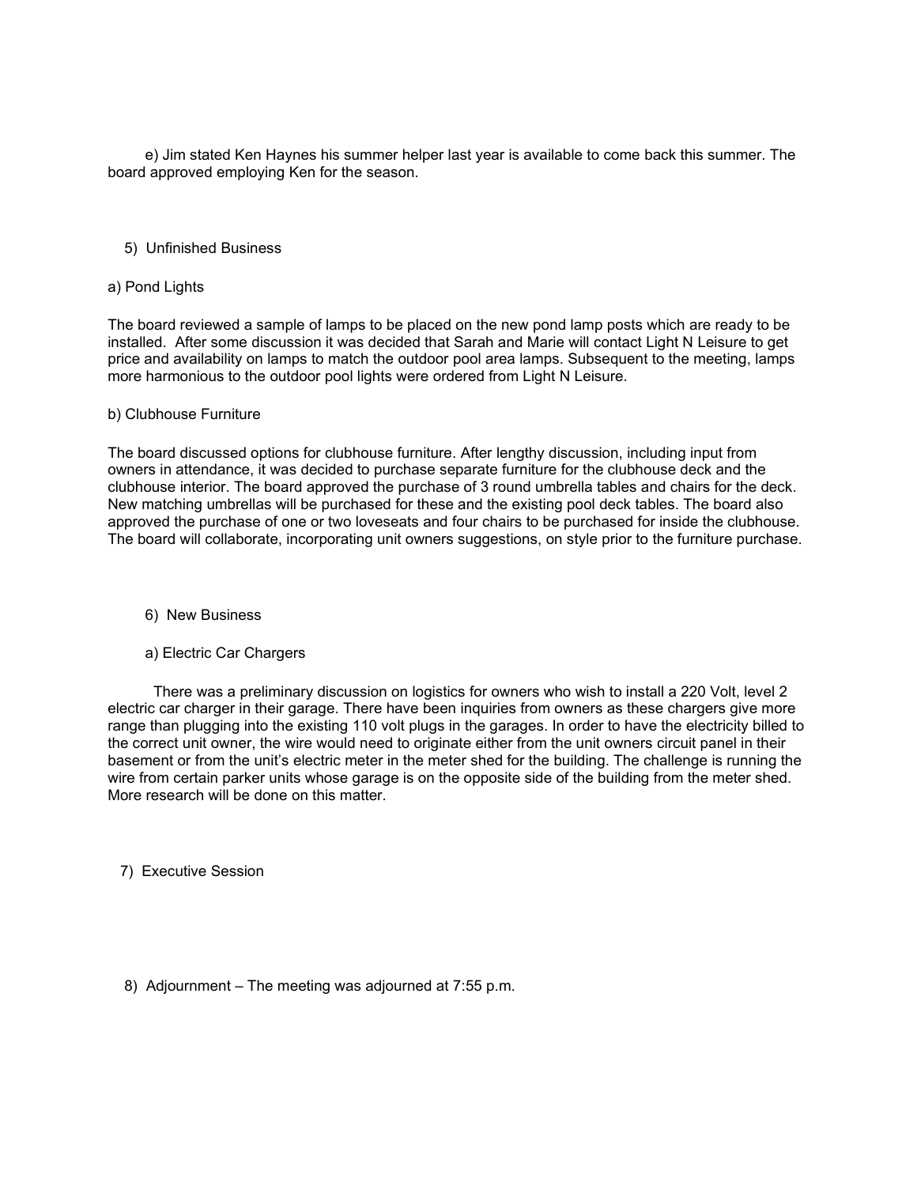e) Jim stated Ken Haynes his summer helper last year is available to come back this summer. The board approved employing Ken for the season.

5) Unfinished Business

a) Pond Lights

The board reviewed a sample of lamps to be placed on the new pond lamp posts which are ready to be installed. After some discussion it was decided that Sarah and Marie will contact Light N Leisure to get price and availability on lamps to match the outdoor pool area lamps. Subsequent to the meeting, lamps more harmonious to the outdoor pool lights were ordered from Light N Leisure.

b) Clubhouse Furniture

The board discussed options for clubhouse furniture. After lengthy discussion, including input from owners in attendance, it was decided to purchase separate furniture for the clubhouse deck and the clubhouse interior. The board approved the purchase of 3 round umbrella tables and chairs for the deck. New matching umbrellas will be purchased for these and the existing pool deck tables. The board also approved the purchase of one or two loveseats and four chairs to be purchased for inside the clubhouse. The board will collaborate, incorporating unit owners suggestions, on style prior to the furniture purchase.

6) New Business

a) Electric Car Chargers

There was a preliminary discussion on logistics for owners who wish to install a 220 Volt, level 2 electric car charger in their garage. There have been inquiries from owners as these chargers give more range than plugging into the existing 110 volt plugs in the garages. In order to have the electricity billed to the correct unit owner, the wire would need to originate either from the unit owners circuit panel in their basement or from the unit's electric meter in the meter shed for the building. The challenge is running the wire from certain parker units whose garage is on the opposite side of the building from the meter shed. More research will be done on this matter.

7) Executive Session

8) Adjournment – The meeting was adjourned at 7:55 p.m.